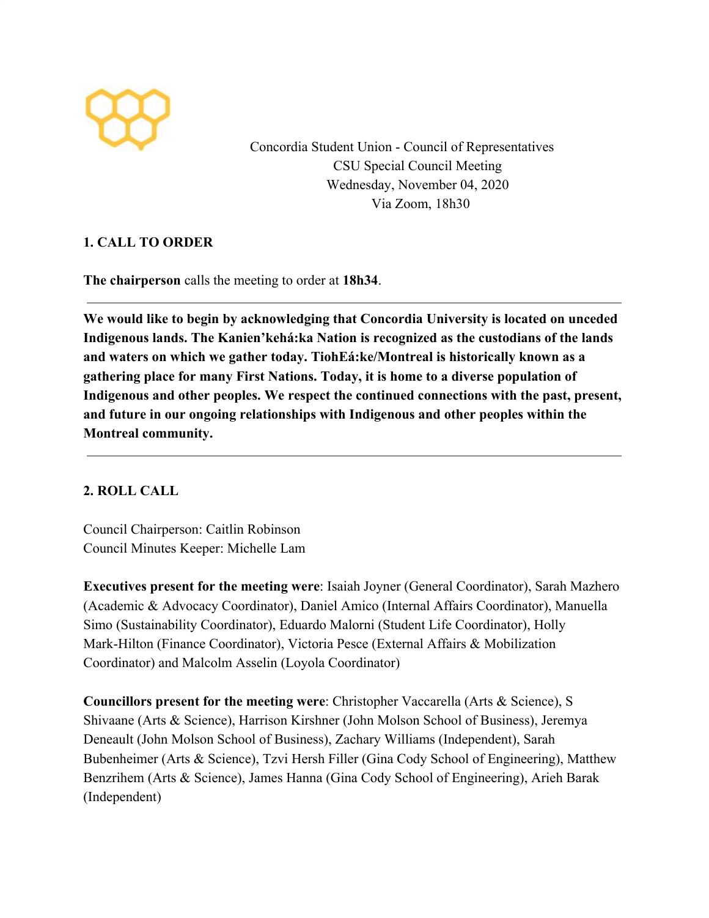Concordia Student Union - Council of Representatives
CSU Special Council Meeting
Wednesday, November 04, 2020
Via Zoom, 18h30

## 1. CALL TO ORDER

**The chairperson** calls the meeting to order at **18h34**.

---

**We would like to begin by acknowledging that Concordia University is located on unceded Indigenous lands. The Kanien'kehá:ka Nation is recognized as the custodians of the lands and waters on which we gather today. TiohEá:ke/Montreal is historically known as a gathering place for many First Nations. Today, it is home to a diverse population of Indigenous and other peoples. We respect the continued connections with the past, present, and future in our ongoing relationships with Indigenous and other peoples within the Montreal community.**

---

## 2. ROLL CALL

Council Chairperson: Caitlin Robinson
Council Minutes Keeper: Michelle Lam

**Executives present for the meeting were**: Isaiah Joyner (General Coordinator), Sarah Mazhero (Academic & Advocacy Coordinator), Daniel Amico (Internal Affairs Coordinator), Manuella Simo (Sustainability Coordinator), Eduardo Malorni (Student Life Coordinator), Holly Mark-Hilton (Finance Coordinator), Victoria Pesce (External Affairs & Mobilization Coordinator) and Malcolm Asselin (Loyola Coordinator)

**Councillors present for the meeting were**: Christopher Vaccarella (Arts & Science), S Shivaane (Arts & Science), Harrison Kirshner (John Molson School of Business), Jeremya Deneault (John Molson School of Business), Zachary Williams (Independent), Sarah Bubenheimer (Arts & Science), Tzvi Hersh Filler (Gina Cody School of Engineering), Matthew Benzrihem (Arts & Science), James Hanna (Gina Cody School of Engineering), Arieh Barak (Independent)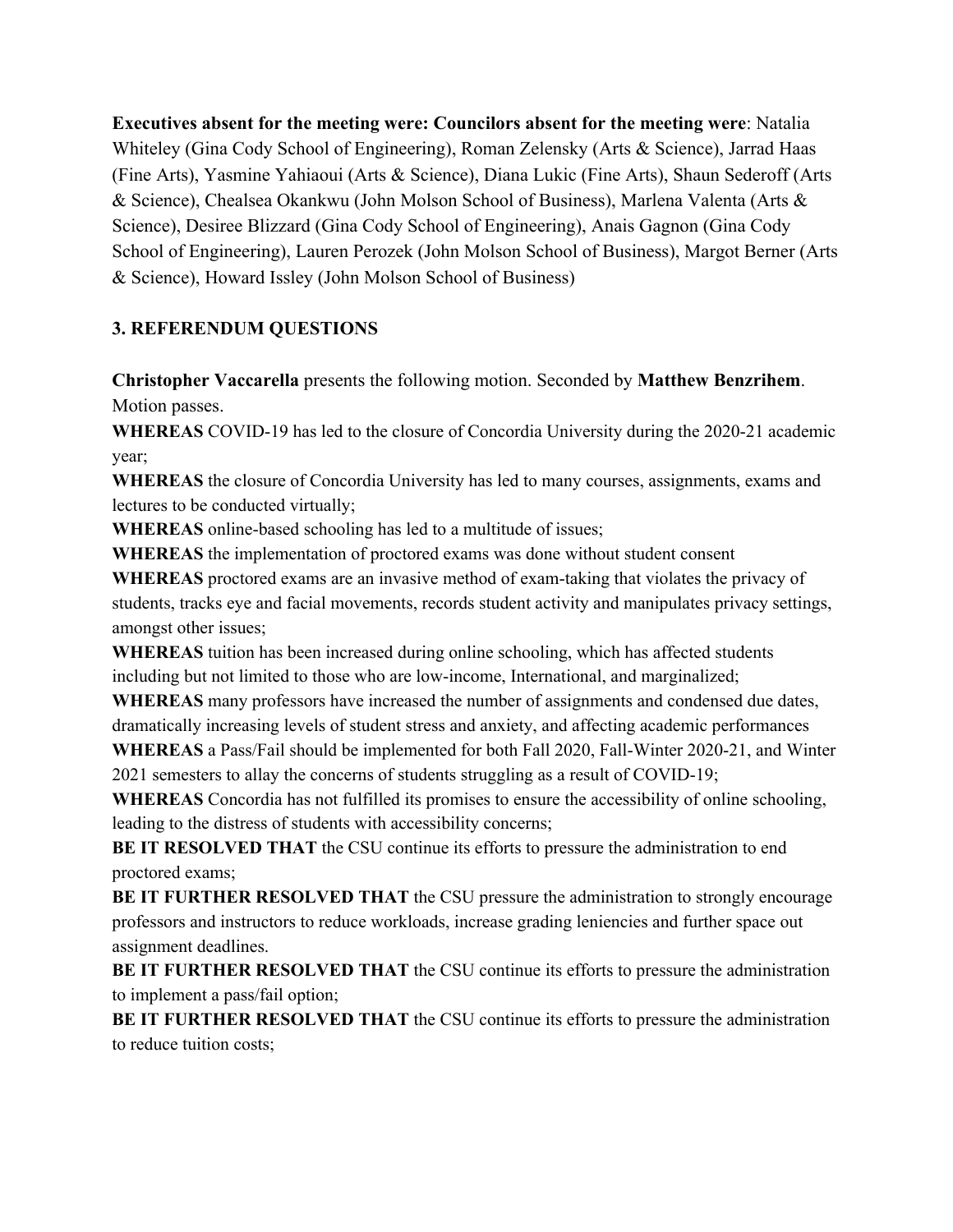**Executives absent for the meeting were: Councilors absent for the meeting were**: Natalia Whiteley (Gina Cody School of Engineering), Roman Zelensky (Arts & Science), Jarrad Haas (Fine Arts), Yasmine Yahiaoui (Arts & Science), Diana Lukic (Fine Arts), Shaun Sederoff (Arts & Science), Chealsea Okankwu (John Molson School of Business), Marlena Valenta (Arts & Science), Desiree Blizzard (Gina Cody School of Engineering), Anais Gagnon (Gina Cody School of Engineering), Lauren Perozek (John Molson School of Business), Margot Berner (Arts & Science), Howard Issley (John Molson School of Business)

### 3. REFERENDUM QUESTIONS

**Christopher Vaccarella** presents the following motion. Seconded by **Matthew Benzrihem**. Motion passes.

**WHEREAS** COVID-19 has led to the closure of Concordia University during the 2020-21 academic year;

**WHEREAS** the closure of Concordia University has led to many courses, assignments, exams and lectures to be conducted virtually;

**WHEREAS** online-based schooling has led to a multitude of issues;

**WHEREAS** the implementation of proctored exams was done without student consent

**WHEREAS** proctored exams are an invasive method of exam-taking that violates the privacy of students, tracks eye and facial movements, records student activity and manipulates privacy settings, amongst other issues;

**WHEREAS** tuition has been increased during online schooling, which has affected students including but not limited to those who are low-income, International, and marginalized;

**WHEREAS** many professors have increased the number of assignments and condensed due dates, dramatically increasing levels of student stress and anxiety, and affecting academic performances

**WHEREAS** a Pass/Fail should be implemented for both Fall 2020, Fall-Winter 2020-21, and Winter 2021 semesters to allay the concerns of students struggling as a result of COVID-19;

**WHEREAS** Concordia has not fulfilled its promises to ensure the accessibility of online schooling, leading to the distress of students with accessibility concerns;

**BE IT RESOLVED THAT** the CSU continue its efforts to pressure the administration to end proctored exams;

**BE IT FURTHER RESOLVED THAT** the CSU pressure the administration to strongly encourage professors and instructors to reduce workloads, increase grading leniencies and further space out assignment deadlines.

**BE IT FURTHER RESOLVED THAT** the CSU continue its efforts to pressure the administration to implement a pass/fail option;

**BE IT FURTHER RESOLVED THAT** the CSU continue its efforts to pressure the administration to reduce tuition costs;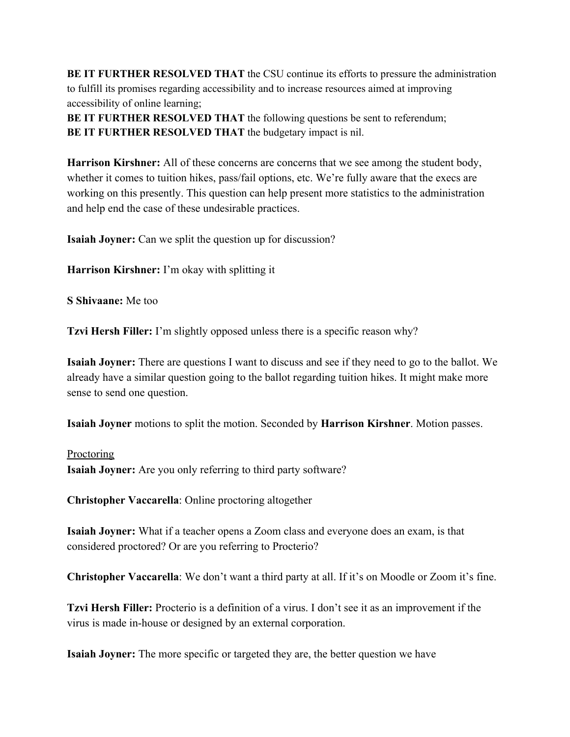**BE IT FURTHER RESOLVED THAT** the CSU continue its efforts to pressure the administration to fulfill its promises regarding accessibility and to increase resources aimed at improving accessibility of online learning;
**BE IT FURTHER RESOLVED THAT** the following questions be sent to referendum;
**BE IT FURTHER RESOLVED THAT** the budgetary impact is nil.

**Harrison Kirshner:** All of these concerns are concerns that we see among the student body, whether it comes to tuition hikes, pass/fail options, etc. We're fully aware that the execs are working on this presently. This question can help present more statistics to the administration and help end the case of these undesirable practices.

**Isaiah Joyner:** Can we split the question up for discussion?

**Harrison Kirshner:** I'm okay with splitting it

**S Shivaane:** Me too

**Tzvi Hersh Filler:** I'm slightly opposed unless there is a specific reason why?

**Isaiah Joyner:** There are questions I want to discuss and see if they need to go to the ballot. We already have a similar question going to the ballot regarding tuition hikes. It might make more sense to send one question.

**Isaiah Joyner** motions to split the motion. Seconded by **Harrison Kirshner**. Motion passes.

<u>Proctoring</u>

**Isaiah Joyner:** Are you only referring to third party software?

**Christopher Vaccarella**: Online proctoring altogether

**Isaiah Joyner:** What if a teacher opens a Zoom class and everyone does an exam, is that considered proctored? Or are you referring to Procterio?

**Christopher Vaccarella**: We don't want a third party at all. If it's on Moodle or Zoom it's fine.

**Tzvi Hersh Filler:** Procterio is a definition of a virus. I don't see it as an improvement if the virus is made in-house or designed by an external corporation.

**Isaiah Joyner:** The more specific or targeted they are, the better question we have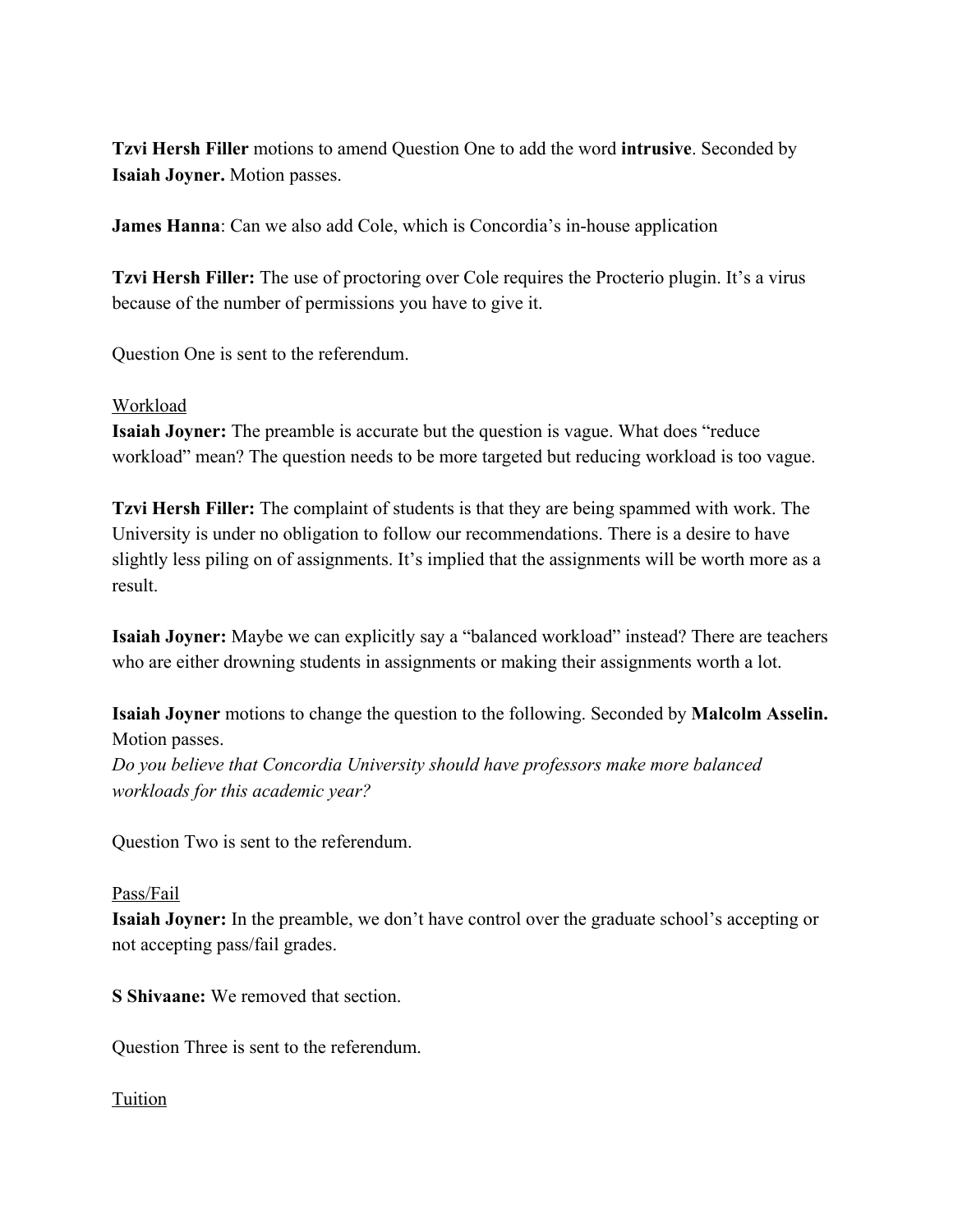**Tzvi Hersh Filler** motions to amend Question One to add the word **intrusive**. Seconded by **Isaiah Joyner.** Motion passes.

**James Hanna**: Can we also add Cole, which is Concordia's in-house application

**Tzvi Hersh Filler:** The use of proctoring over Cole requires the Procterio plugin. It's a virus because of the number of permissions you have to give it.

Question One is sent to the referendum.

<u>Workload</u>

**Isaiah Joyner:** The preamble is accurate but the question is vague. What does "reduce workload" mean? The question needs to be more targeted but reducing workload is too vague.

**Tzvi Hersh Filler:** The complaint of students is that they are being spammed with work. The University is under no obligation to follow our recommendations. There is a desire to have slightly less piling on of assignments. It's implied that the assignments will be worth more as a result.

**Isaiah Joyner:** Maybe we can explicitly say a "balanced workload" instead? There are teachers who are either drowning students in assignments or making their assignments worth a lot.

**Isaiah Joyner** motions to change the question to the following. Seconded by **Malcolm Asselin.** Motion passes.

*Do you believe that Concordia University should have professors make more balanced workloads for this academic year?*

Question Two is sent to the referendum.

<u>Pass/Fail</u>

**Isaiah Joyner:** In the preamble, we don't have control over the graduate school's accepting or not accepting pass/fail grades.

**S Shivaane:** We removed that section.

Question Three is sent to the referendum.

<u>Tuition</u>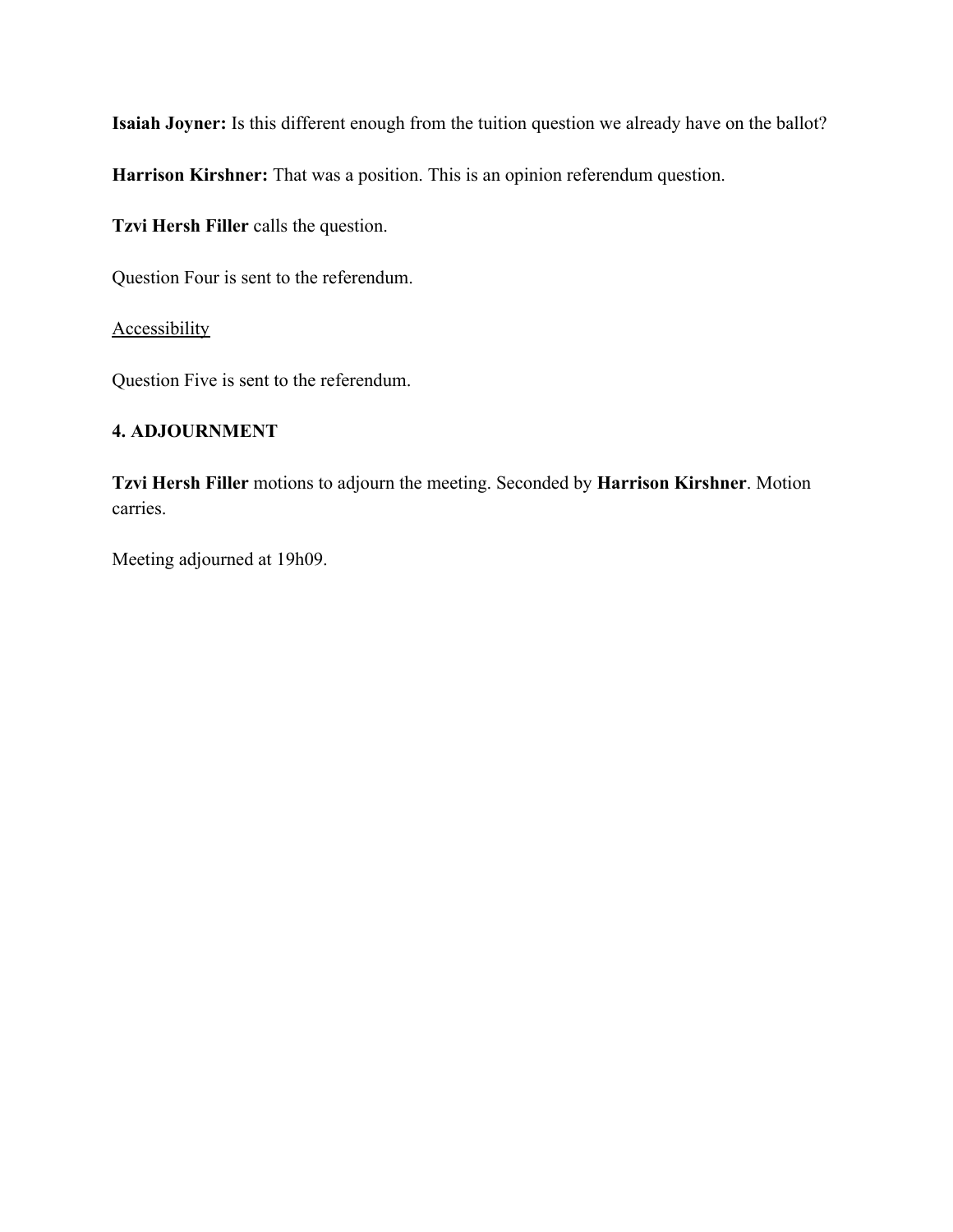**Isaiah Joyner:** Is this different enough from the tuition question we already have on the ballot?

**Harrison Kirshner:** That was a position. This is an opinion referendum question.

**Tzvi Hersh Filler** calls the question.

Question Four is sent to the referendum.

<u>Accessibility</u>

Question Five is sent to the referendum.

**4. ADJOURNMENT**

**Tzvi Hersh Filler** motions to adjourn the meeting. Seconded by **Harrison Kirshner**. Motion carries.

Meeting adjourned at 19h09.